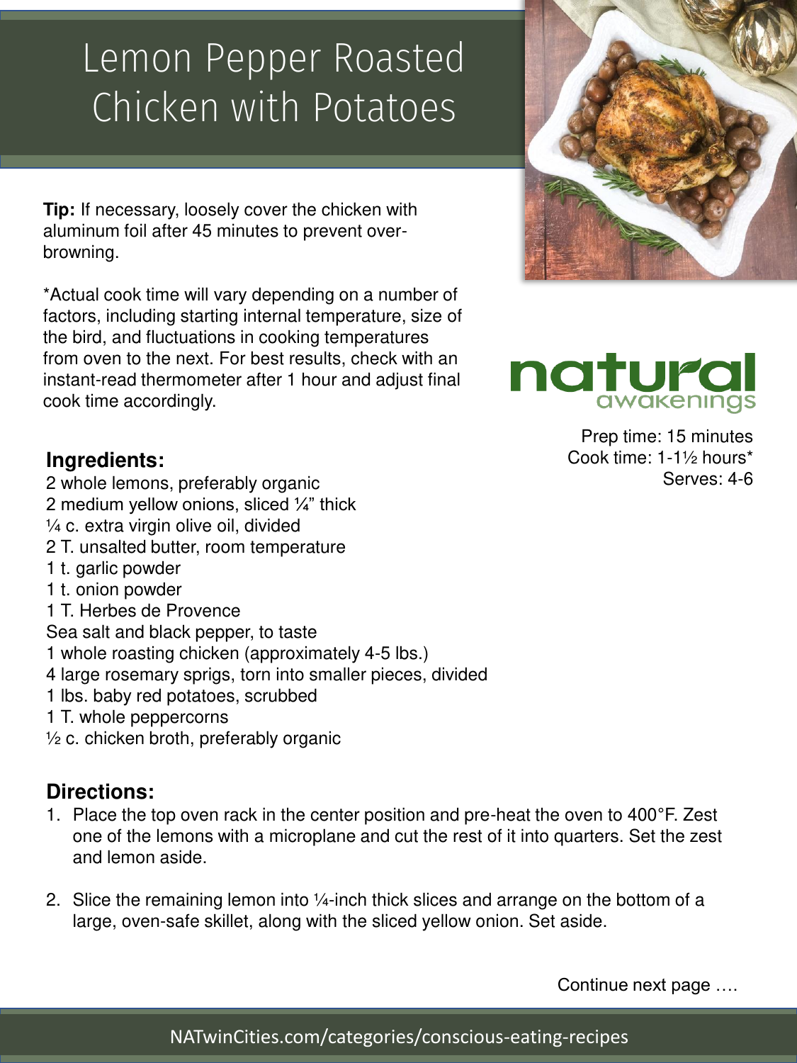# Lemon Pepper Roasted Chicken with Potatoes

**Tip:** If necessary, loosely cover the chicken with aluminum foil after 45 minutes to prevent over-browning.

*Actual cook time will vary depending on a number of factors, including starting internal temperature, size of the bird, and fluctuations in cooking temperatures from oven to the next. For best results, check with an instant-read thermometer after 1 hour and adjust final cook time accordingly.

natural awakenings

Prep time: 15 minutes
Cook time: 1-1½ hours*
Serves: 4-6

## Ingredients:

2 whole lemons, preferably organic
2 medium yellow onions, sliced ¼" thick
¼ c. extra virgin olive oil, divided
2 T. unsalted butter, room temperature
1 t. garlic powder
1 t. onion powder
1 T. Herbes de Provence
Sea salt and black pepper, to taste
1 whole roasting chicken (approximately 4-5 lbs.)
4 large rosemary sprigs, torn into smaller pieces, divided
1 lbs. baby red potatoes, scrubbed
1 T. whole peppercorns
½ c. chicken broth, preferably organic

## Directions:

1. Place the top oven rack in the center position and pre-heat the oven to 400°F. Zest one of the lemons with a microplane and cut the rest of it into quarters. Set the zest and lemon aside.

2. Slice the remaining lemon into ¼-inch thick slices and arrange on the bottom of a large, oven-safe skillet, along with the sliced yellow onion. Set aside.

Continue next page ….

NATwinCities.com/categories/conscious-eating-recipes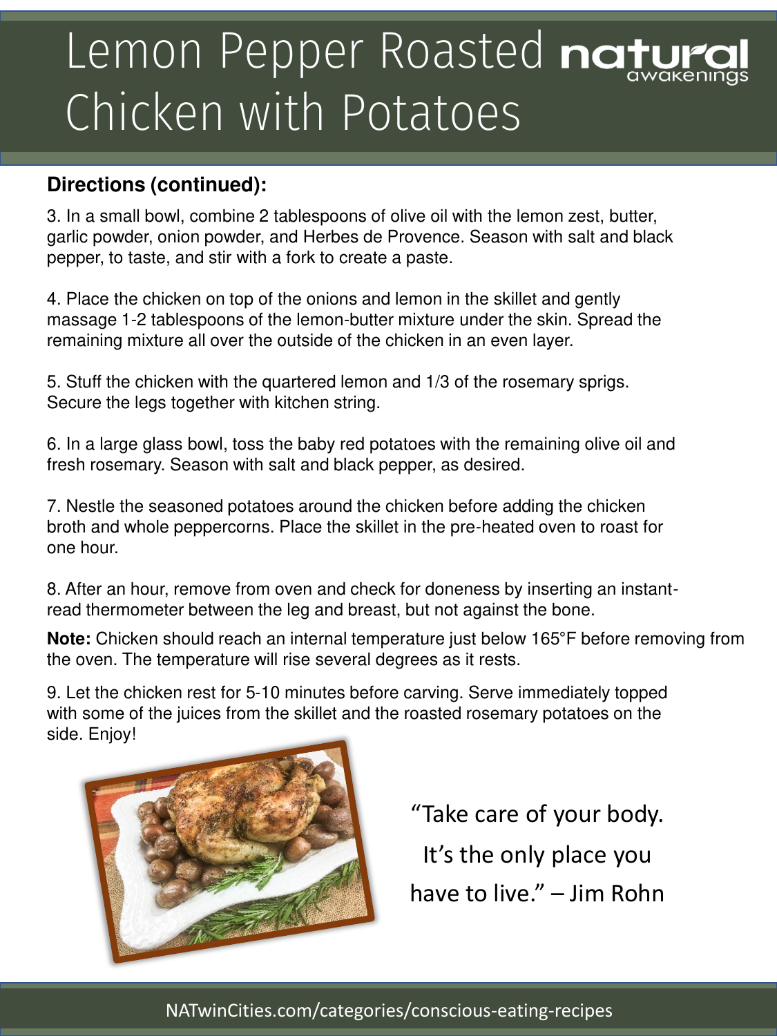# Lemon Pepper Roasted Chicken with Potatoes

natural awakenings

**Directions (continued):**

3. In a small bowl, combine 2 tablespoons of olive oil with the lemon zest, butter, garlic powder, onion powder, and Herbes de Provence. Season with salt and black pepper, to taste, and stir with a fork to create a paste.

4. Place the chicken on top of the onions and lemon in the skillet and gently massage 1-2 tablespoons of the lemon-butter mixture under the skin. Spread the remaining mixture all over the outside of the chicken in an even layer.

5. Stuff the chicken with the quartered lemon and 1/3 of the rosemary sprigs. Secure the legs together with kitchen string.

6. In a large glass bowl, toss the baby red potatoes with the remaining olive oil and fresh rosemary. Season with salt and black pepper, as desired.

7. Nestle the seasoned potatoes around the chicken before adding the chicken broth and whole peppercorns. Place the skillet in the pre-heated oven to roast for one hour.

8. After an hour, remove from oven and check for doneness by inserting an instant-read thermometer between the leg and breast, but not against the bone.

**Note:** Chicken should reach an internal temperature just below 165°F before removing from the oven. The temperature will rise several degrees as it rests.

9. Let the chicken rest for 5-10 minutes before carving. Serve immediately topped with some of the juices from the skillet and the roasted rosemary potatoes on the side. Enjoy!

"Take care of your body. It's the only place you have to live." – Jim Rohn

NATwinCities.com/categories/conscious-eating-recipes